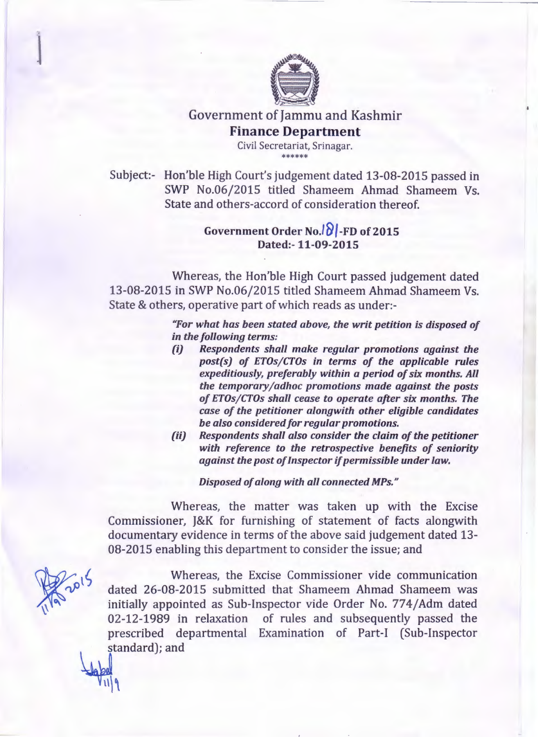# Government of Jammu and Kashmir

## Finance Department

Civil Secretariat, Srinagar.

\*\*\*\*\*\*

Subject:- Hon'ble High Court's judgement dated 13-08-2015 passed in SWP No.06/2015 titled Shameem Ahmad Shameem Vs. State and others-accord of consideration thereof.

**Government Order No.181-FD of 2015**
**Dated:- 11-09-2015**

Whereas, the Hon'ble High Court passed judgement dated 13-08-2015 in SWP No.06/2015 titled Shameem Ahmad Shameem Vs. State & others, operative part of which reads as under:-

> *"For what has been stated above, the writ petition is disposed of in the following terms:*
>
> *(i) Respondents shall make regular promotions against the post(s) of ETOs/CTOs in terms of the applicable rules expeditiously, preferably within a period of six months. All the temporary/adhoc promotions made against the posts of ETOs/CTOs shall cease to operate after six months. The case of the petitioner alongwith other eligible candidates be also considered for regular promotions.*
>
> *(ii) Respondents shall also consider the claim of the petitioner with reference to the retrospective benefits of seniority against the post of Inspector if permissible under law.*
>
> *Disposed of along with all connected MPs."*

Whereas, the matter was taken up with the Excise Commissioner, J&K for furnishing of statement of facts alongwith documentary evidence in terms of the above said judgement dated 13-08-2015 enabling this department to consider the issue; and

Whereas, the Excise Commissioner vide communication dated 26-08-2015 submitted that Shameem Ahmad Shameem was initially appointed as Sub-Inspector vide Order No. 774/Adm dated 02-12-1989 in relaxation of rules and subsequently passed the prescribed departmental Examination of Part-I (Sub-Inspector standard); and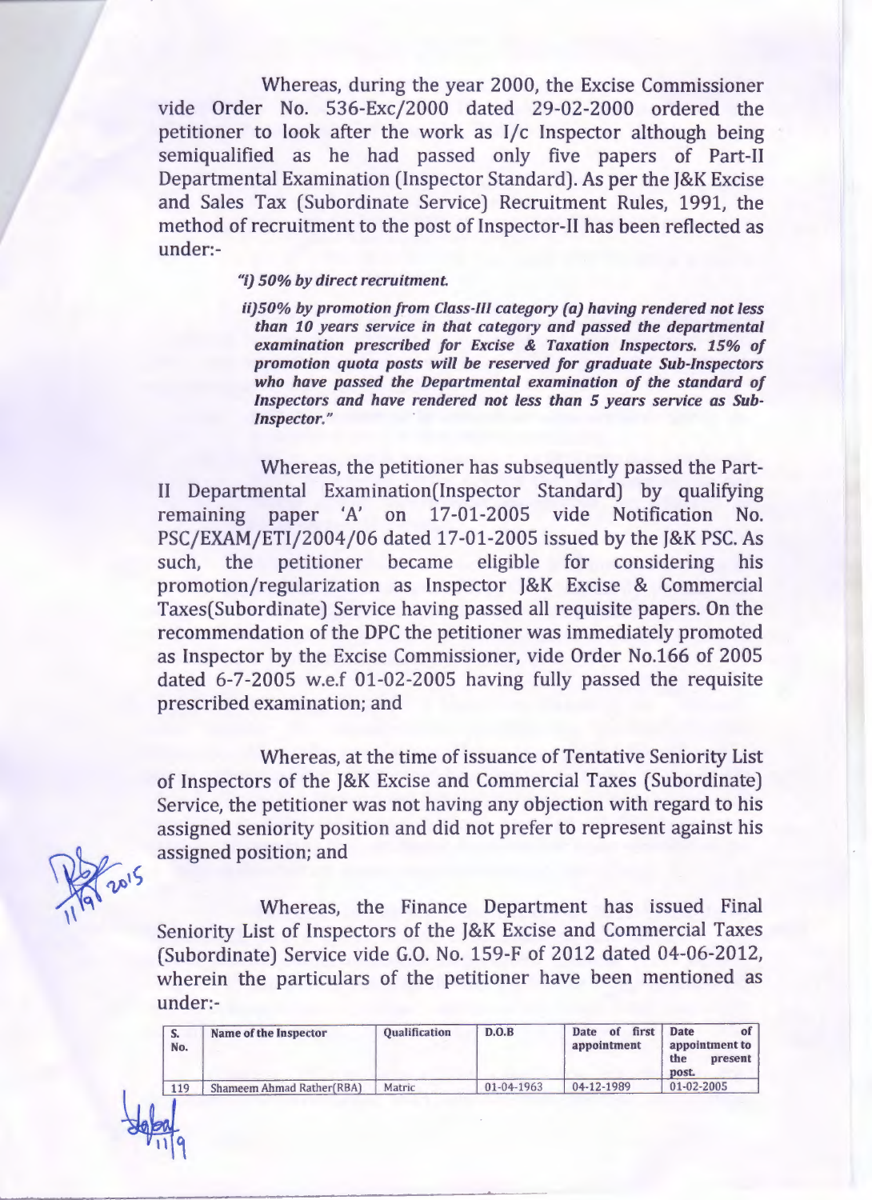Whereas, during the year 2000, the Excise Commissioner vide Order No. 536-Exc/2000 dated 29-02-2000 ordered the petitioner to look after the work as I/c Inspector although being semiqualified as he had passed only five papers of Part-II Departmental Examination (Inspector Standard). As per the J&K Excise and Sales Tax (Subordinate Service) Recruitment Rules, 1991, the method of recruitment to the post of Inspector-II has been reflected as under:-

> *"i) 50% by direct recruitment.*
>
> ***ii)50% by promotion from Class-III category (a) having rendered not less than 10 years service in that category and passed the departmental examination prescribed for Excise & Taxation Inspectors. 15% of promotion quota posts will be reserved for graduate Sub-Inspectors who have passed the Departmental examination of the standard of Inspectors and have rendered not less than 5 years service as Sub-Inspector."***

Whereas, the petitioner has subsequently passed the Part-II Departmental Examination(Inspector Standard) by qualifying remaining paper 'A' on 17-01-2005 vide Notification No. PSC/EXAM/ETI/2004/06 dated 17-01-2005 issued by the J&K PSC. As such, the petitioner became eligible for considering his promotion/regularization as Inspector J&K Excise & Commercial Taxes(Subordinate) Service having passed all requisite papers. On the recommendation of the DPC the petitioner was immediately promoted as Inspector by the Excise Commissioner, vide Order No.166 of 2005 dated 6-7-2005 w.e.f 01-02-2005 having fully passed the requisite prescribed examination; and

Whereas, at the time of issuance of Tentative Seniority List of Inspectors of the J&K Excise and Commercial Taxes (Subordinate) Service, the petitioner was not having any objection with regard to his assigned seniority position and did not prefer to represent against his assigned position; and

Whereas, the Finance Department has issued Final Seniority List of Inspectors of the J&K Excise and Commercial Taxes (Subordinate) Service vide G.O. No. 159-F of 2012 dated 04-06-2012, wherein the particulars of the petitioner have been mentioned as under:-

| S. No. | Name of the Inspector | Qualification | D.O.B | Date of first appointment | Date of appointment to the present post. |
|---|---|---|---|---|---|
| 119 | Shameem Ahmad Rather(RBA) | Matric | 01-04-1963 | 04-12-1989 | 01-02-2005 |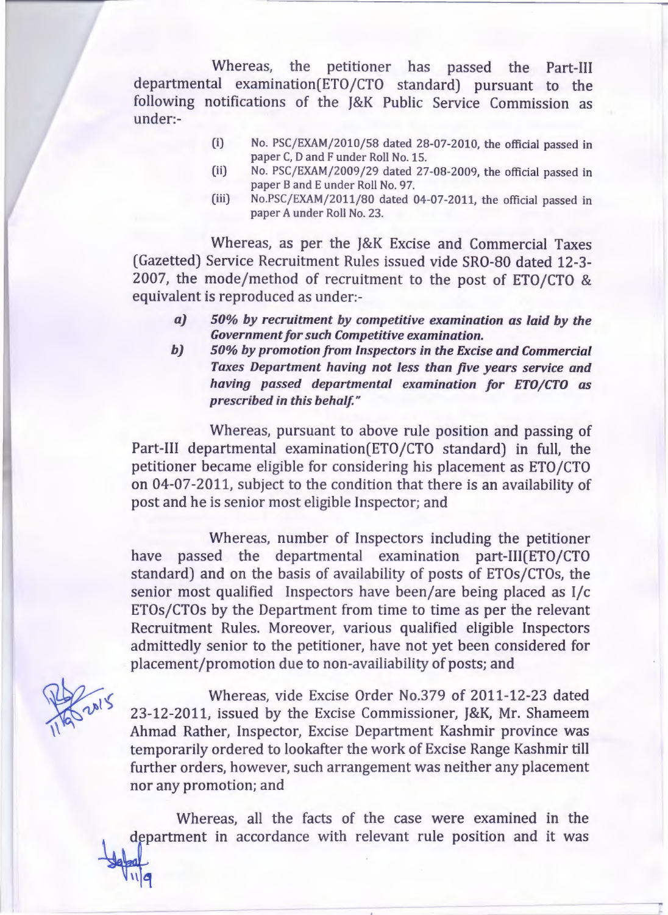Whereas, the petitioner has passed the Part-III departmental examination(ETO/CTO standard) pursuant to the following notifications of the J&K Public Service Commission as under:-

(i) No. PSC/EXAM/2010/58 dated 28-07-2010, the official passed in paper C, D and F under Roll No. 15.

(ii) No. PSC/EXAM/2009/29 dated 27-08-2009, the official passed in paper B and E under Roll No. 97.

(iii) No.PSC/EXAM/2011/80 dated 04-07-2011, the official passed in paper A under Roll No. 23.

Whereas, as per the J&K Excise and Commercial Taxes (Gazetted) Service Recruitment Rules issued vide SRO-80 dated 12-3-2007, the mode/method of recruitment to the post of ETO/CTO & equivalent is reproduced as under:-

***a) 50% by recruitment by competitive examination as laid by the Government for such Competitive examination.***

***b) 50% by promotion from Inspectors in the Excise and Commercial Taxes Department having not less than five years service and having passed departmental examination for ETO/CTO as prescribed in this behalf."***

Whereas, pursuant to above rule position and passing of Part-III departmental examination(ETO/CTO standard) in full, the petitioner became eligible for considering his placement as ETO/CTO on 04-07-2011, subject to the condition that there is an availability of post and he is senior most eligible Inspector; and

Whereas, number of Inspectors including the petitioner have passed the departmental examination part-III(ETO/CTO standard) and on the basis of availability of posts of ETOs/CTOs, the senior most qualified Inspectors have been/are being placed as I/c ETOs/CTOs by the Department from time to time as per the relevant Recruitment Rules. Moreover, various qualified eligible Inspectors admittedly senior to the petitioner, have not yet been considered for placement/promotion due to non-availiability of posts; and

Whereas, vide Excise Order No.379 of 2011-12-23 dated 23-12-2011, issued by the Excise Commissioner, J&K, Mr. Shameem Ahmad Rather, Inspector, Excise Department Kashmir province was temporarily ordered to lookafter the work of Excise Range Kashmir till further orders, however, such arrangement was neither any placement nor any promotion; and

Whereas, all the facts of the case were examined in the department in accordance with relevant rule position and it was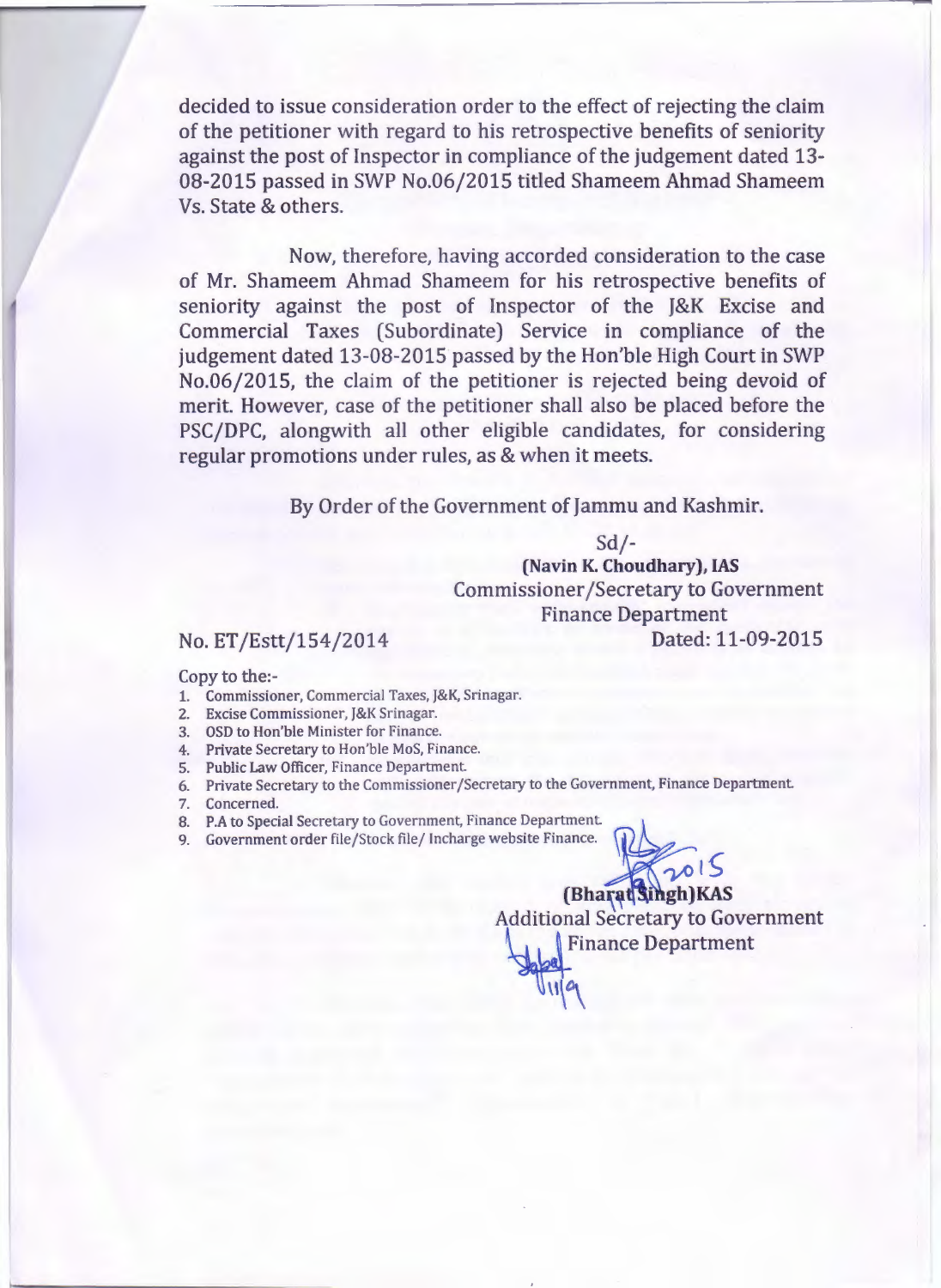decided to issue consideration order to the effect of rejecting the claim of the petitioner with regard to his retrospective benefits of seniority against the post of Inspector in compliance of the judgement dated 13-08-2015 passed in SWP No.06/2015 titled Shameem Ahmad Shameem Vs. State & others.

Now, therefore, having accorded consideration to the case of Mr. Shameem Ahmad Shameem for his retrospective benefits of seniority against the post of Inspector of the J&K Excise and Commercial Taxes (Subordinate) Service in compliance of the judgement dated 13-08-2015 passed by the Hon'ble High Court in SWP No.06/2015, the claim of the petitioner is rejected being devoid of merit. However, case of the petitioner shall also be placed before the PSC/DPC, alongwith all other eligible candidates, for considering regular promotions under rules, as & when it meets.

By Order of the Government of Jammu and Kashmir.

Sd/-

**(Navin K. Choudhary), IAS**
Commissioner/Secretary to Government
Finance Department

No. ET/Estt/154/2014 Dated: 11-09-2015

Copy to the:-

1. Commissioner, Commercial Taxes, J&K, Srinagar.
2. Excise Commissioner, J&K Srinagar.
3. OSD to Hon'ble Minister for Finance.
4. Private Secretary to Hon'ble MoS, Finance.
5. Public Law Officer, Finance Department.
6. Private Secretary to the Commissioner/Secretary to the Government, Finance Department.
7. Concerned.
8. P.A to Special Secretary to Government, Finance Department.
9. Government order file/Stock file/ Incharge website Finance.

**(Bharat Singh)KAS**
Additional Secretary to Government
Finance Department